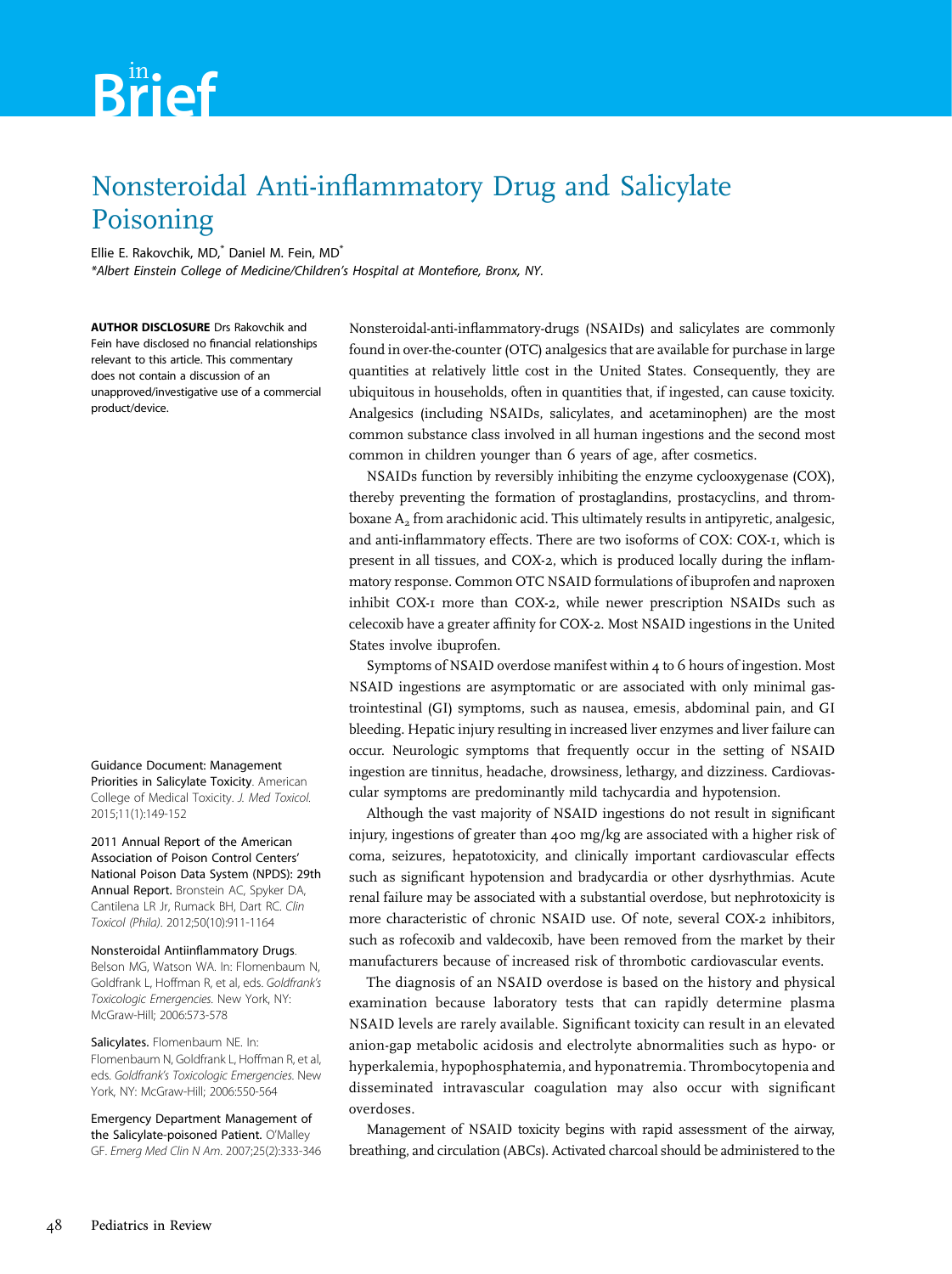# in Brief

## Nonsteroidal Anti-inflammatory Drug and Salicylate Poisoning

Ellie E. Rakovchik, MD,* Daniel M. Fein, MD*

*Albert Einstein College of Medicine/Children's Hospital at Montefiore, Bronx, NY.

**AUTHOR DISCLOSURE** Drs Rakovchik and Fein have disclosed no financial relationships relevant to this article. This commentary does not contain a discussion of an unapproved/investigative use of a commercial product/device.

**Guidance Document: Management Priorities in Salicylate Toxicity**. American College of Medical Toxicity. *J. Med Toxicol.* 2015;11(1):149-152

**2011 Annual Report of the American Association of Poison Control Centers' National Poison Data System (NPDS): 29th Annual Report.** Bronstein AC, Spyker DA, Cantilena LR Jr, Rumack BH, Dart RC. *Clin Toxicol (Phila).* 2012;50(10):911-1164

**Nonsteroidal Antiinflammatory Drugs**. Belson MG, Watson WA. In: Flomenbaum N, Goldfrank L, Hoffman R, et al, eds. *Goldfrank's Toxicologic Emergencies*. New York, NY: McGraw-Hill; 2006:573-578

**Salicylates.** Flomenbaum NE. In: Flomenbaum N, Goldfrank L, Hoffman R, et al, eds. *Goldfrank's Toxicologic Emergencies*. New York, NY: McGraw-Hill; 2006:550-564

**Emergency Department Management of the Salicylate-poisoned Patient.** O'Malley GF. *Emerg Med Clin N Am.* 2007;25(2):333-346

Nonsteroidal-anti-inflammatory-drugs (NSAIDs) and salicylates are commonly found in over-the-counter (OTC) analgesics that are available for purchase in large quantities at relatively little cost in the United States. Consequently, they are ubiquitous in households, often in quantities that, if ingested, can cause toxicity. Analgesics (including NSAIDs, salicylates, and acetaminophen) are the most common substance class involved in all human ingestions and the second most common in children younger than 6 years of age, after cosmetics.

NSAIDs function by reversibly inhibiting the enzyme cyclooxygenase (COX), thereby preventing the formation of prostaglandins, prostacyclins, and thromboxane $A_2$ from arachidonic acid. This ultimately results in antipyretic, analgesic, and anti-inflammatory effects. There are two isoforms of COX: COX-1, which is present in all tissues, and COX-2, which is produced locally during the inflammatory response. Common OTC NSAID formulations of ibuprofen and naproxen inhibit COX-1 more than COX-2, while newer prescription NSAIDs such as celecoxib have a greater affinity for COX-2. Most NSAID ingestions in the United States involve ibuprofen.

Symptoms of NSAID overdose manifest within 4 to 6 hours of ingestion. Most NSAID ingestions are asymptomatic or are associated with only minimal gastrointestinal (GI) symptoms, such as nausea, emesis, abdominal pain, and GI bleeding. Hepatic injury resulting in increased liver enzymes and liver failure can occur. Neurologic symptoms that frequently occur in the setting of NSAID ingestion are tinnitus, headache, drowsiness, lethargy, and dizziness. Cardiovascular symptoms are predominantly mild tachycardia and hypotension.

Although the vast majority of NSAID ingestions do not result in significant injury, ingestions of greater than 400 mg/kg are associated with a higher risk of coma, seizures, hepatotoxicity, and clinically important cardiovascular effects such as significant hypotension and bradycardia or other dysrhythmias. Acute renal failure may be associated with a substantial overdose, but nephrotoxicity is more characteristic of chronic NSAID use. Of note, several COX-2 inhibitors, such as rofecoxib and valdecoxib, have been removed from the market by their manufacturers because of increased risk of thrombotic cardiovascular events.

The diagnosis of an NSAID overdose is based on the history and physical examination because laboratory tests that can rapidly determine plasma NSAID levels are rarely available. Significant toxicity can result in an elevated anion-gap metabolic acidosis and electrolyte abnormalities such as hypo- or hyperkalemia, hypophosphatemia, and hyponatremia. Thrombocytopenia and disseminated intravascular coagulation may also occur with significant overdoses.

Management of NSAID toxicity begins with rapid assessment of the airway, breathing, and circulation (ABCs). Activated charcoal should be administered to the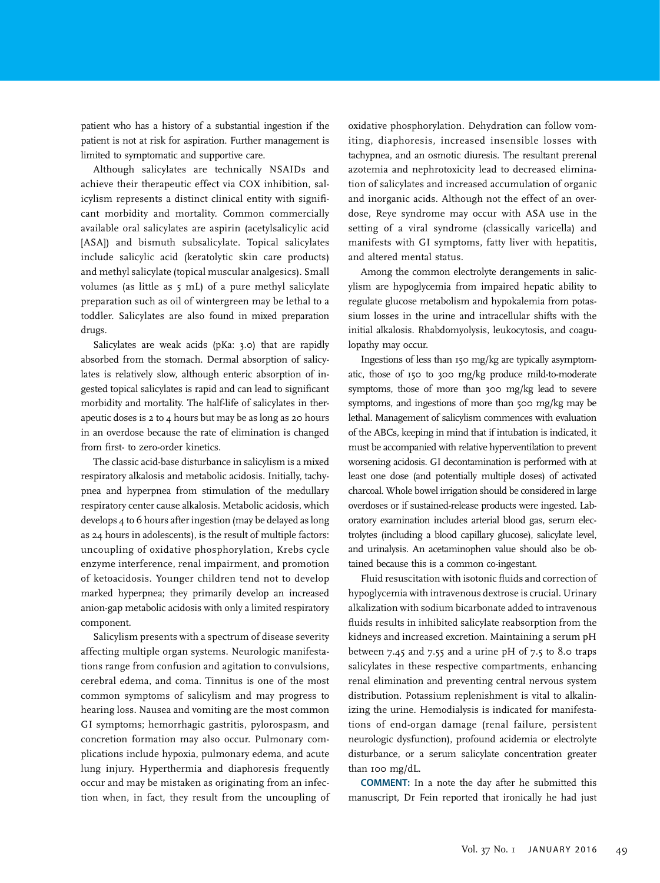patient who has a history of a substantial ingestion if the patient is not at risk for aspiration. Further management is limited to symptomatic and supportive care.

Although salicylates are technically NSAIDs and achieve their therapeutic effect via COX inhibition, salicylism represents a distinct clinical entity with significant morbidity and mortality. Common commercially available oral salicylates are aspirin (acetylsalicylic acid [ASA]) and bismuth subsalicylate. Topical salicylates include salicylic acid (keratolytic skin care products) and methyl salicylate (topical muscular analgesics). Small volumes (as little as 5 mL) of a pure methyl salicylate preparation such as oil of wintergreen may be lethal to a toddler. Salicylates are also found in mixed preparation drugs.

Salicylates are weak acids (pKa: 3.0) that are rapidly absorbed from the stomach. Dermal absorption of salicylates is relatively slow, although enteric absorption of ingested topical salicylates is rapid and can lead to significant morbidity and mortality. The half-life of salicylates in therapeutic doses is 2 to 4 hours but may be as long as 20 hours in an overdose because the rate of elimination is changed from first- to zero-order kinetics.

The classic acid-base disturbance in salicylism is a mixed respiratory alkalosis and metabolic acidosis. Initially, tachypnea and hyperpnea from stimulation of the medullary respiratory center cause alkalosis. Metabolic acidosis, which develops 4 to 6 hours after ingestion (may be delayed as long as 24 hours in adolescents), is the result of multiple factors: uncoupling of oxidative phosphorylation, Krebs cycle enzyme interference, renal impairment, and promotion of ketoacidosis. Younger children tend not to develop marked hyperpnea; they primarily develop an increased anion-gap metabolic acidosis with only a limited respiratory component.

Salicylism presents with a spectrum of disease severity affecting multiple organ systems. Neurologic manifestations range from confusion and agitation to convulsions, cerebral edema, and coma. Tinnitus is one of the most common symptoms of salicylism and may progress to hearing loss. Nausea and vomiting are the most common GI symptoms; hemorrhagic gastritis, pylorospasm, and concretion formation may also occur. Pulmonary complications include hypoxia, pulmonary edema, and acute lung injury. Hyperthermia and diaphoresis frequently occur and may be mistaken as originating from an infection when, in fact, they result from the uncoupling of oxidative phosphorylation. Dehydration can follow vomiting, diaphoresis, increased insensible losses with tachypnea, and an osmotic diuresis. The resultant prerenal azotemia and nephrotoxicity lead to decreased elimination of salicylates and increased accumulation of organic and inorganic acids. Although not the effect of an overdose, Reye syndrome may occur with ASA use in the setting of a viral syndrome (classically varicella) and manifests with GI symptoms, fatty liver with hepatitis, and altered mental status.

Among the common electrolyte derangements in salicylism are hypoglycemia from impaired hepatic ability to regulate glucose metabolism and hypokalemia from potassium losses in the urine and intracellular shifts with the initial alkalosis. Rhabdomyolysis, leukocytosis, and coagulopathy may occur.

Ingestions of less than 150 mg/kg are typically asymptomatic, those of 150 to 300 mg/kg produce mild-to-moderate symptoms, those of more than 300 mg/kg lead to severe symptoms, and ingestions of more than 500 mg/kg may be lethal. Management of salicylism commences with evaluation of the ABCs, keeping in mind that if intubation is indicated, it must be accompanied with relative hyperventilation to prevent worsening acidosis. GI decontamination is performed with at least one dose (and potentially multiple doses) of activated charcoal. Whole bowel irrigation should be considered in large overdoses or if sustained-release products were ingested. Laboratory examination includes arterial blood gas, serum electrolytes (including a blood capillary glucose), salicylate level, and urinalysis. An acetaminophen value should also be obtained because this is a common co-ingestant.

Fluid resuscitation with isotonic fluids and correction of hypoglycemia with intravenous dextrose is crucial. Urinary alkalization with sodium bicarbonate added to intravenous fluids results in inhibited salicylate reabsorption from the kidneys and increased excretion. Maintaining a serum pH between 7.45 and 7.55 and a urine pH of 7.5 to 8.0 traps salicylates in these respective compartments, enhancing renal elimination and preventing central nervous system distribution. Potassium replenishment is vital to alkalinizing the urine. Hemodialysis is indicated for manifestations of end-organ damage (renal failure, persistent neurologic dysfunction), profound acidemia or electrolyte disturbance, or a serum salicylate concentration greater than 100 mg/dL.

**COMMENT:** In a note the day after he submitted this manuscript, Dr Fein reported that ironically he had just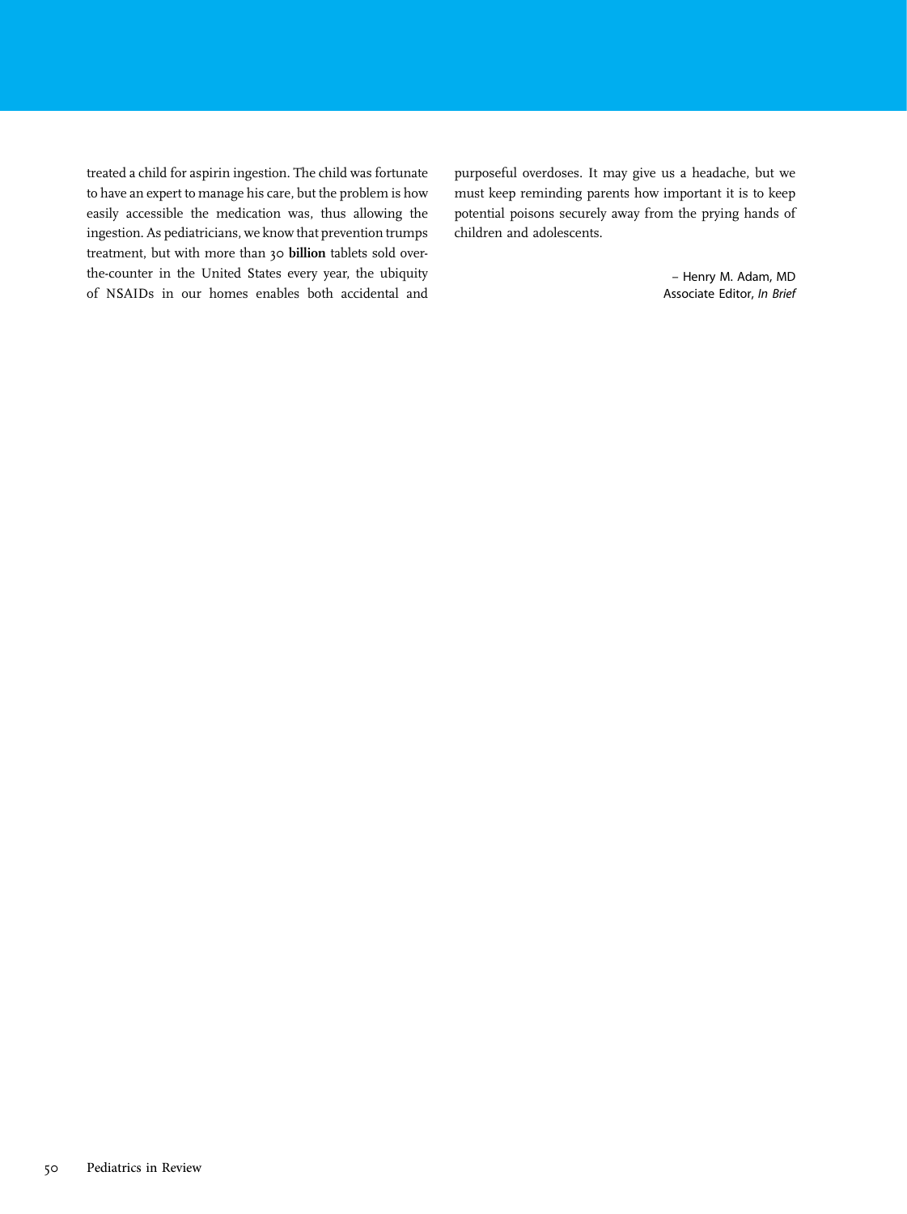treated a child for aspirin ingestion. The child was fortunate to have an expert to manage his care, but the problem is how easily accessible the medication was, thus allowing the ingestion. As pediatricians, we know that prevention trumps treatment, but with more than 30 **billion** tablets sold over-the-counter in the United States every year, the ubiquity of NSAIDs in our homes enables both accidental and purposeful overdoses. It may give us a headache, but we must keep reminding parents how important it is to keep potential poisons securely away from the prying hands of children and adolescents.

– Henry M. Adam, MD
Associate Editor, *In Brief*